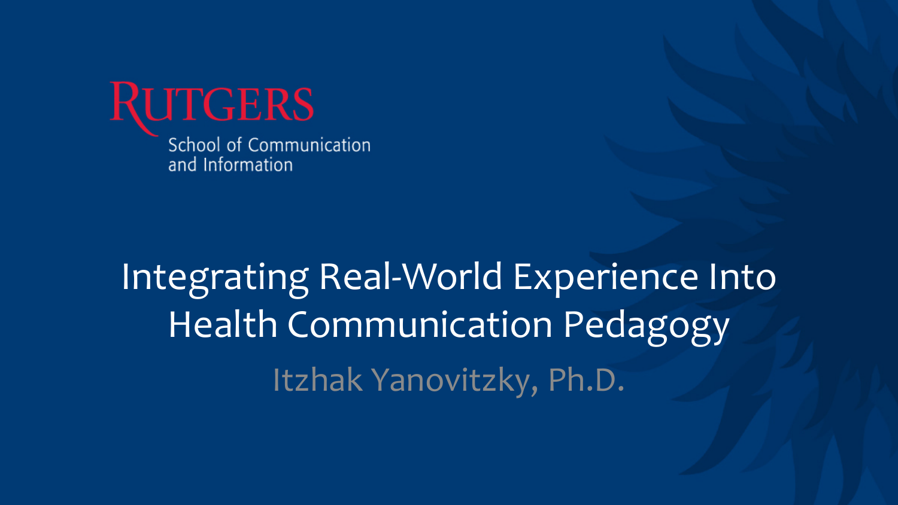Rutgers

School of Communication and Information

# Integrating Real-World Experience Into Health Communication Pedagogy

Itzhak Yanovitzky, Ph.D.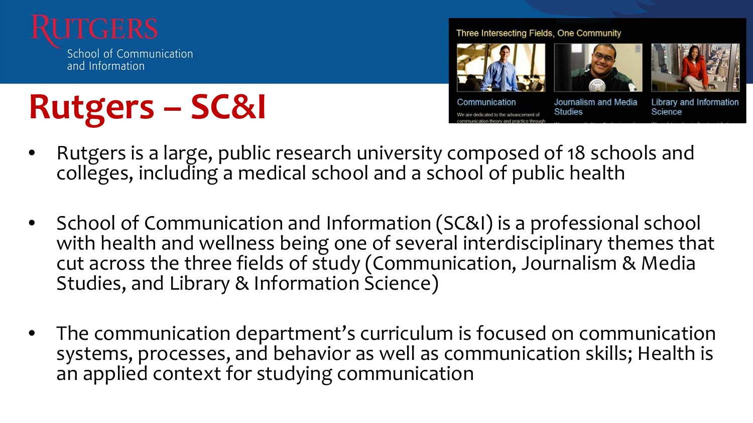Rutgers School of Communication and Information

# Rutgers – SC&I

Three Intersecting Fields, One Community

Communication — Journalism and Media Studies — Library and Information Science

- Rutgers is a large, public research university composed of 18 schools and colleges, including a medical school and a school of public health
- School of Communication and Information (SC&I) is a professional school with health and wellness being one of several interdisciplinary themes that cut across the three fields of study (Communication, Journalism & Media Studies, and Library & Information Science)
- The communication department's curriculum is focused on communication systems, processes, and behavior as well as communication skills; Health is an applied context for studying communication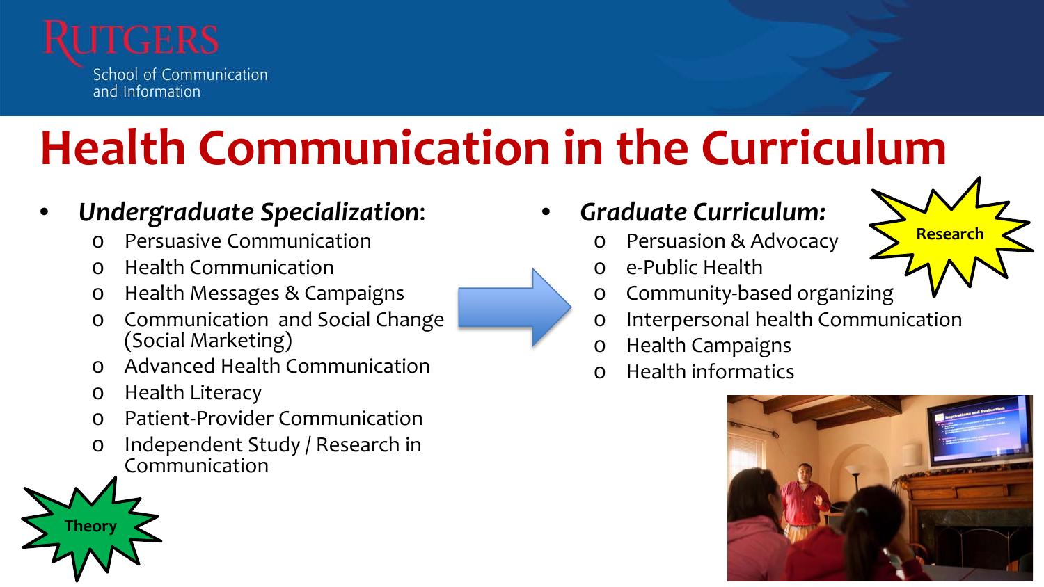Rutgers School of Communication and Information

# Health Communication in the Curriculum

- ***Undergraduate Specialization*:**
  - Persuasive Communication
  - Health Communication
  - Health Messages & Campaigns
  - Communication and Social Change (Social Marketing)
  - Advanced Health Communication
  - Health Literacy
  - Patient-Provider Communication
  - Independent Study / Research in Communication

Theory

- ***Graduate Curriculum:***
  - Persuasion & Advocacy
  - e-Public Health
  - Community-based organizing
  - Interpersonal health Communication
  - Health Campaigns
  - Health informatics

Research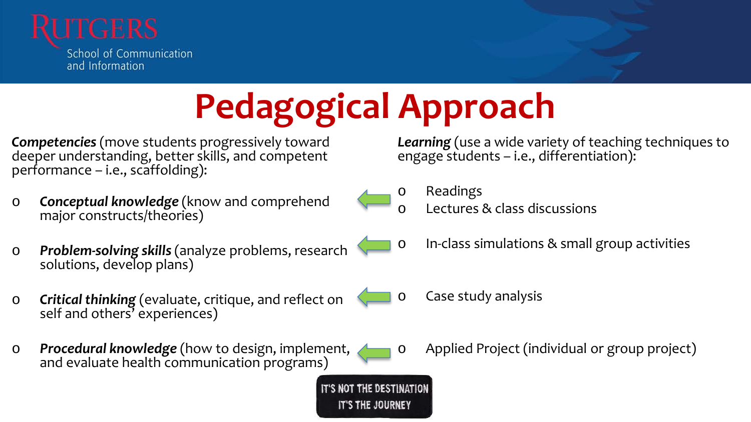# Pedagogical Approach

***Competencies*** (move students progressively toward deeper understanding, better skills, and competent performance – i.e., scaffolding):

- ***Conceptual knowledge*** (know and comprehend major constructs/theories)
- ***Problem-solving skills*** (analyze problems, research solutions, develop plans)
- ***Critical thinking*** (evaluate, critique, and reflect on self and others' experiences)
- ***Procedural knowledge*** (how to design, implement, and evaluate health communication programs)

***Learning*** (use a wide variety of teaching techniques to engage students – i.e., differentiation):

- Readings
- Lectures & class discussions
- In-class simulations & small group activities
- Case study analysis
- Applied Project (individual or group project)

| Competencies | | Learning |
|---|---|---|
| Conceptual knowledge | ← | Readings; Lectures & class discussions |
| Problem-solving skills | ← | In-class simulations & small group activities |
| Critical thinking | ← | Case study analysis |
| Procedural knowledge | ← | Applied Project (individual or group project) |

IT'S NOT THE DESTINATION  
IT'S THE JOURNEY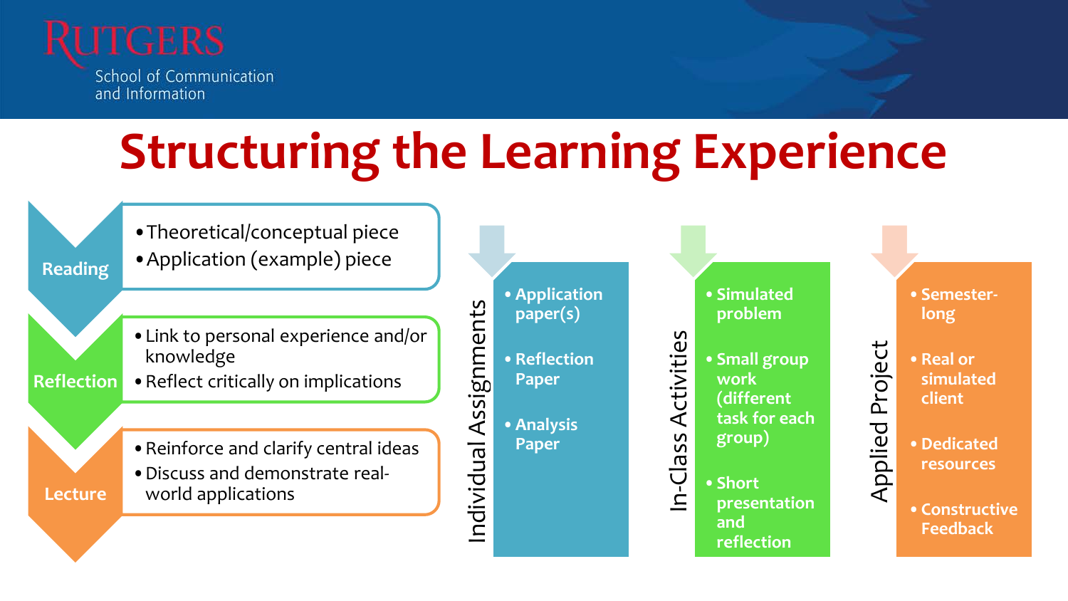# Structuring the Learning Experience

### Reading

- Theoretical/conceptual piece
- Application (example) piece

### Reflection

- Link to personal experience and/or knowledge
- Reflect critically on implications

### Lecture

- Reinforce and clarify central ideas
- Discuss and demonstrate real-world applications

### Individual Assignments

- Application paper(s)
- Reflection Paper
- Analysis Paper

### In-Class Activities

- Simulated problem
- Small group work (different task for each group)
- Short presentation and reflection

### Applied Project

- Semester-long
- Real or simulated client
- Dedicated resources
- Constructive Feedback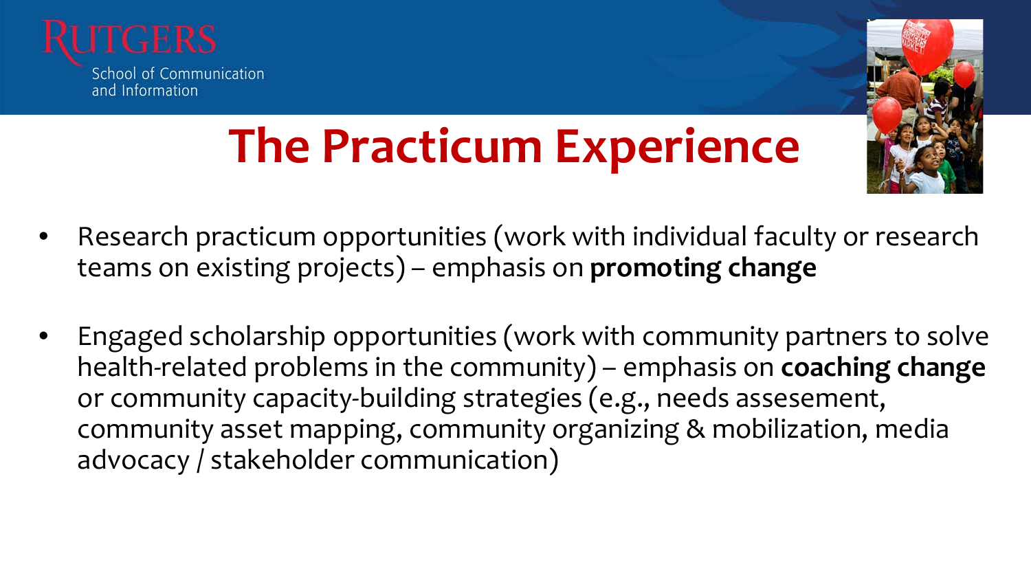# The Practicum Experience

- Research practicum opportunities (work with individual faculty or research teams on existing projects) – emphasis on **promoting change**
- Engaged scholarship opportunities (work with community partners to solve health-related problems in the community) – emphasis on **coaching change** or community capacity-building strategies (e.g., needs assesement, community asset mapping, community organizing & mobilization, media advocacy / stakeholder communication)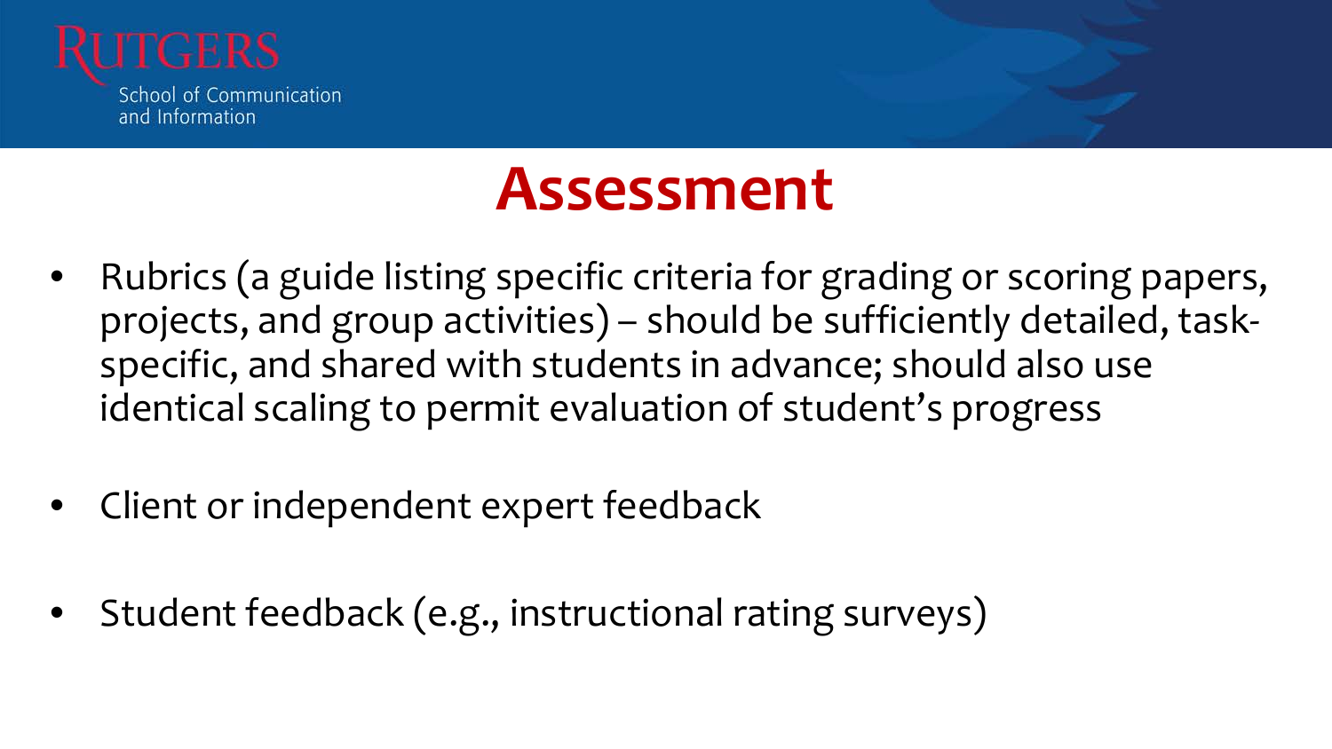# Assessment

- Rubrics (a guide listing specific criteria for grading or scoring papers, projects, and group activities) – should be sufficiently detailed, task-specific, and shared with students in advance; should also use identical scaling to permit evaluation of student's progress
- Client or independent expert feedback
- Student feedback (e.g., instructional rating surveys)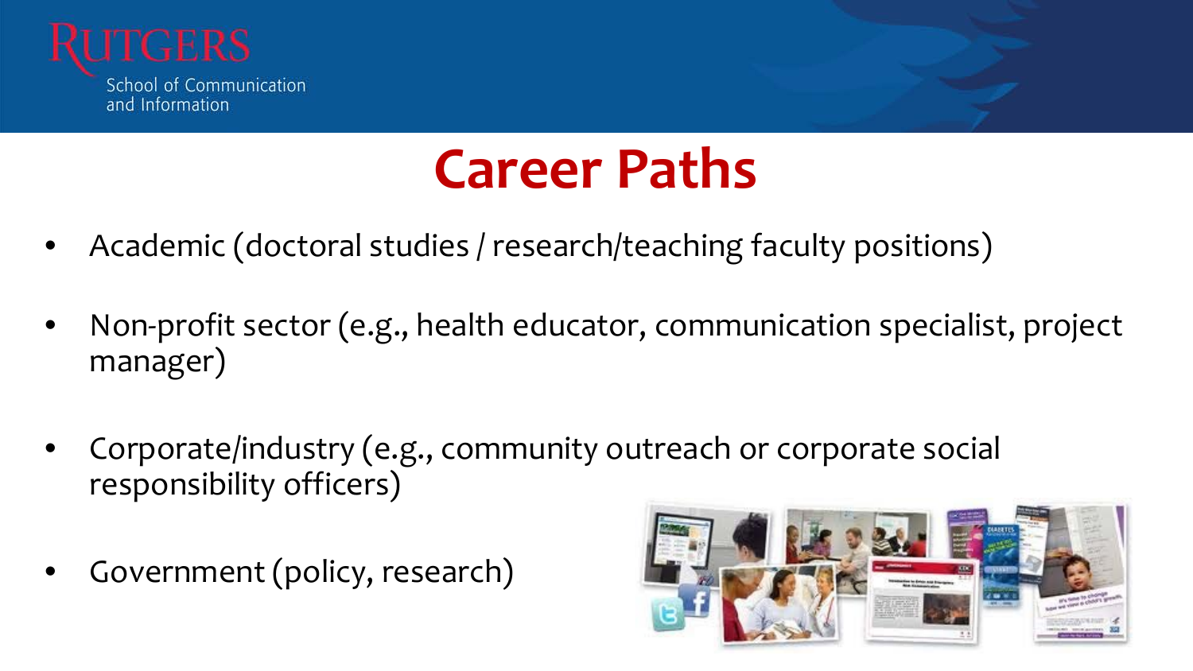# Career Paths

- Academic (doctoral studies / research/teaching faculty positions)
- Non-profit sector (e.g., health educator, communication specialist, project manager)
- Corporate/industry (e.g., community outreach or corporate social responsibility officers)
- Government (policy, research)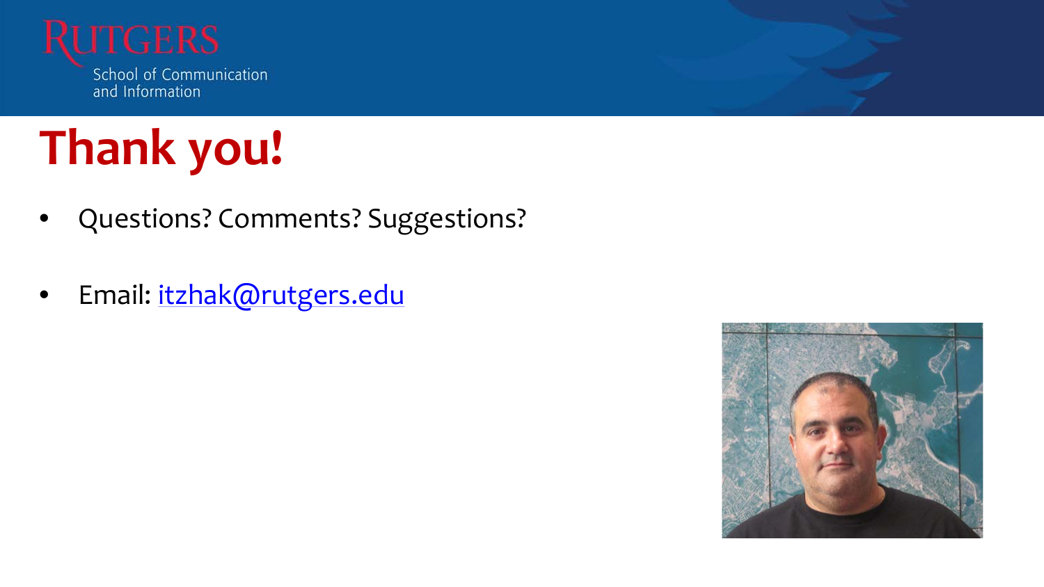# Thank you!

- Questions? Comments? Suggestions?
- Email: itzhak@rutgers.edu